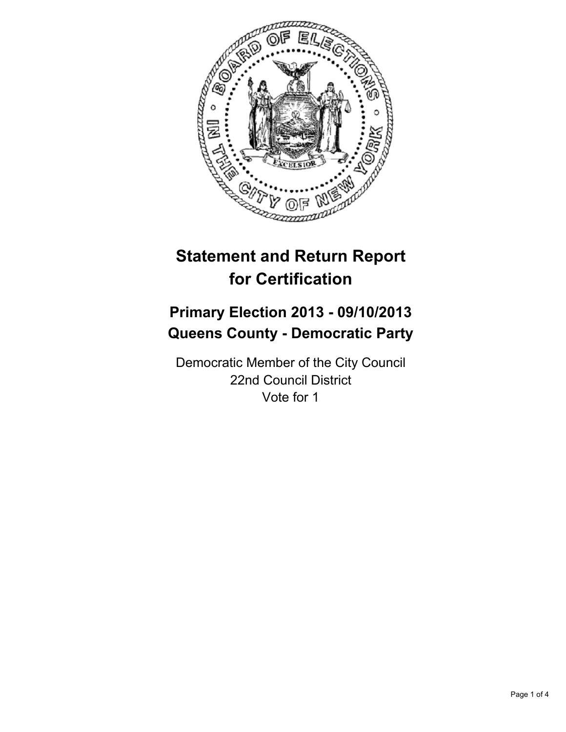# Statement and Return Report for Certification

## Primary Election 2013 - 09/10/2013
## Queens County - Democratic Party

Democratic Member of the City Council
22nd Council District
Vote for 1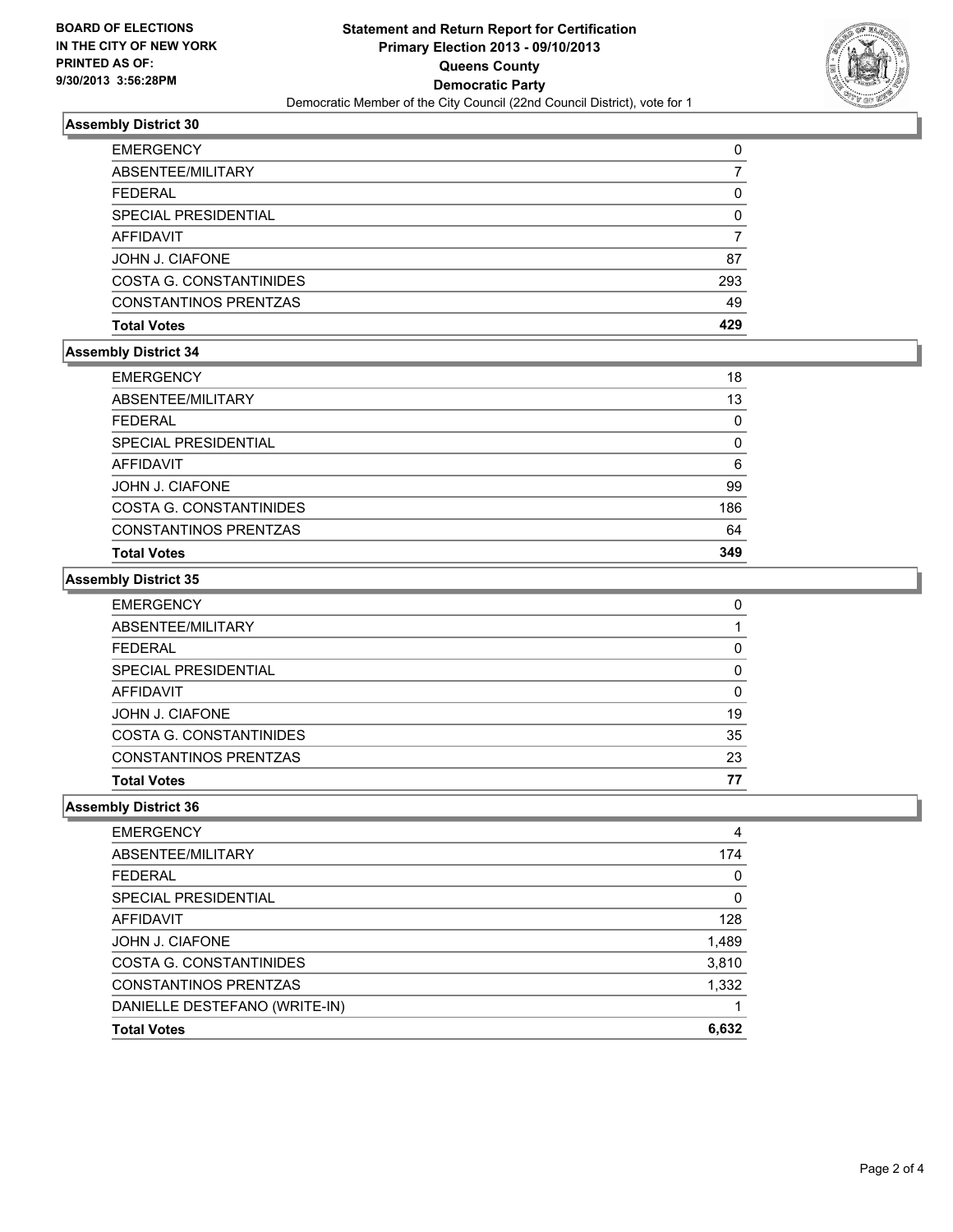BOARD OF ELECTIONS
IN THE CITY OF NEW YORK
PRINTED AS OF:
9/30/2013 3:56:28PM

# Statement and Return Report for Certification
## Primary Election 2013 - 09/10/2013
## Queens County
## Democratic Party
Democratic Member of the City Council (22nd Council District), vote for 1

### Assembly District 30

| | |
|---|---|
| EMERGENCY | 0 |
| ABSENTEE/MILITARY | 7 |
| FEDERAL | 0 |
| SPECIAL PRESIDENTIAL | 0 |
| AFFIDAVIT | 7 |
| JOHN J. CIAFONE | 87 |
| COSTA G. CONSTANTINIDES | 293 |
| CONSTANTINOS PRENTZAS | 49 |
| **Total Votes** | **429** |

### Assembly District 34

| | |
|---|---|
| EMERGENCY | 18 |
| ABSENTEE/MILITARY | 13 |
| FEDERAL | 0 |
| SPECIAL PRESIDENTIAL | 0 |
| AFFIDAVIT | 6 |
| JOHN J. CIAFONE | 99 |
| COSTA G. CONSTANTINIDES | 186 |
| CONSTANTINOS PRENTZAS | 64 |
| **Total Votes** | **349** |

### Assembly District 35

| | |
|---|---|
| EMERGENCY | 0 |
| ABSENTEE/MILITARY | 1 |
| FEDERAL | 0 |
| SPECIAL PRESIDENTIAL | 0 |
| AFFIDAVIT | 0 |
| JOHN J. CIAFONE | 19 |
| COSTA G. CONSTANTINIDES | 35 |
| CONSTANTINOS PRENTZAS | 23 |
| **Total Votes** | **77** |

### Assembly District 36

| | |
|---|---|
| EMERGENCY | 4 |
| ABSENTEE/MILITARY | 174 |
| FEDERAL | 0 |
| SPECIAL PRESIDENTIAL | 0 |
| AFFIDAVIT | 128 |
| JOHN J. CIAFONE | 1,489 |
| COSTA G. CONSTANTINIDES | 3,810 |
| CONSTANTINOS PRENTZAS | 1,332 |
| DANIELLE DESTEFANO (WRITE-IN) | 1 |
| **Total Votes** | **6,632** |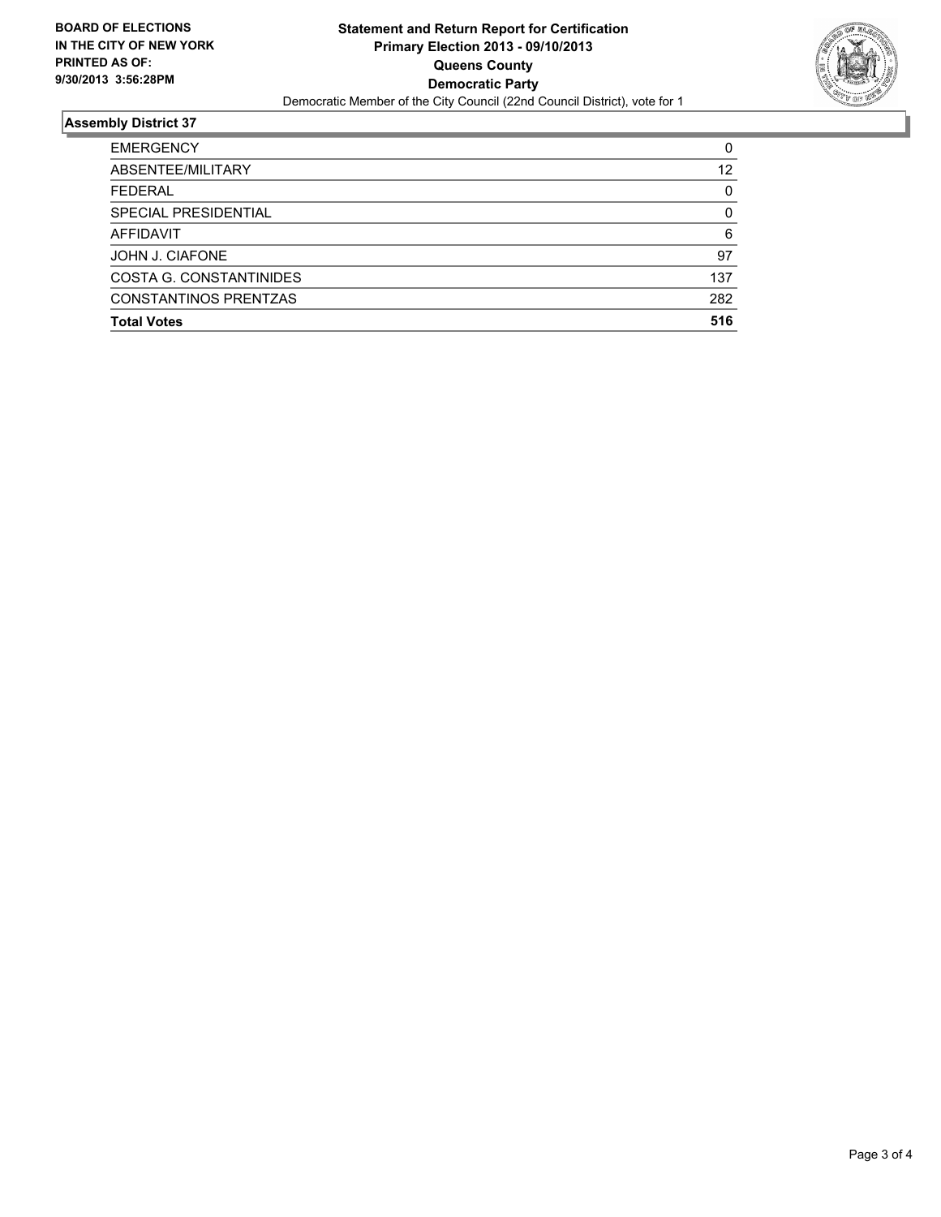**BOARD OF ELECTIONS IN THE CITY OF NEW YORK PRINTED AS OF: 9/30/2013 3:56:28PM**

# Statement and Return Report for Certification
## Primary Election 2013 - 09/10/2013
## Queens County
## Democratic Party

Democratic Member of the City Council (22nd Council District), vote for 1

### Assembly District 37

| | |
|---|---|
| EMERGENCY | 0 |
| ABSENTEE/MILITARY | 12 |
| FEDERAL | 0 |
| SPECIAL PRESIDENTIAL | 0 |
| AFFIDAVIT | 6 |
| JOHN J. CIAFONE | 97 |
| COSTA G. CONSTANTINIDES | 137 |
| CONSTANTINOS PRENTZAS | 282 |
| **Total Votes** | **516** |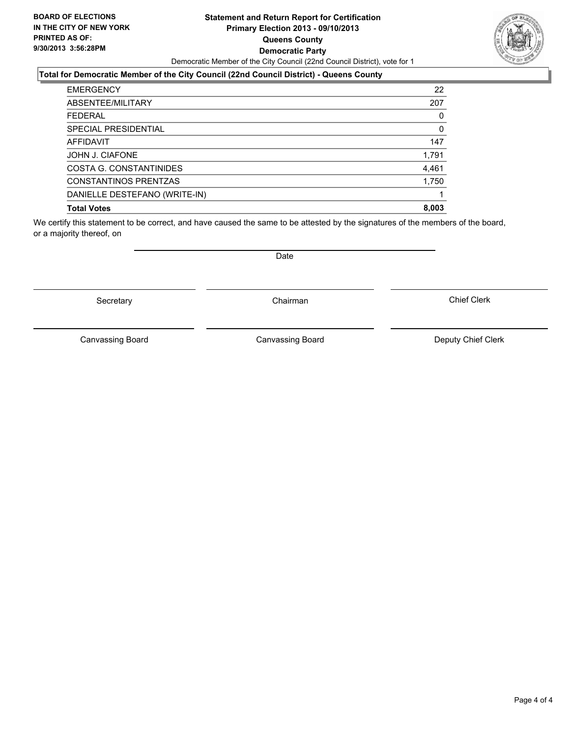**BOARD OF ELECTIONS IN THE CITY OF NEW YORK PRINTED AS OF: 9/30/2013 3:56:28PM**

**Statement and Return Report for Certification Primary Election 2013 - 09/10/2013 Queens County Democratic Party**

Democratic Member of the City Council (22nd Council District), vote for 1

**Total for Democratic Member of the City Council (22nd Council District) - Queens County**

| | |
|---|---|
| EMERGENCY | 22 |
| ABSENTEE/MILITARY | 207 |
| FEDERAL | 0 |
| SPECIAL PRESIDENTIAL | 0 |
| AFFIDAVIT | 147 |
| JOHN J. CIAFONE | 1,791 |
| COSTA G. CONSTANTINIDES | 4,461 |
| CONSTANTINOS PRENTZAS | 1,750 |
| DANIELLE DESTEFANO (WRITE-IN) | 1 |
| **Total Votes** | **8,003** |

We certify this statement to be correct, and have caused the same to be attested by the signatures of the members of the board, or a majority thereof, on

Date

Secretary | Chairman | Chief Clerk

Canvassing Board | Canvassing Board | Deputy Chief Clerk